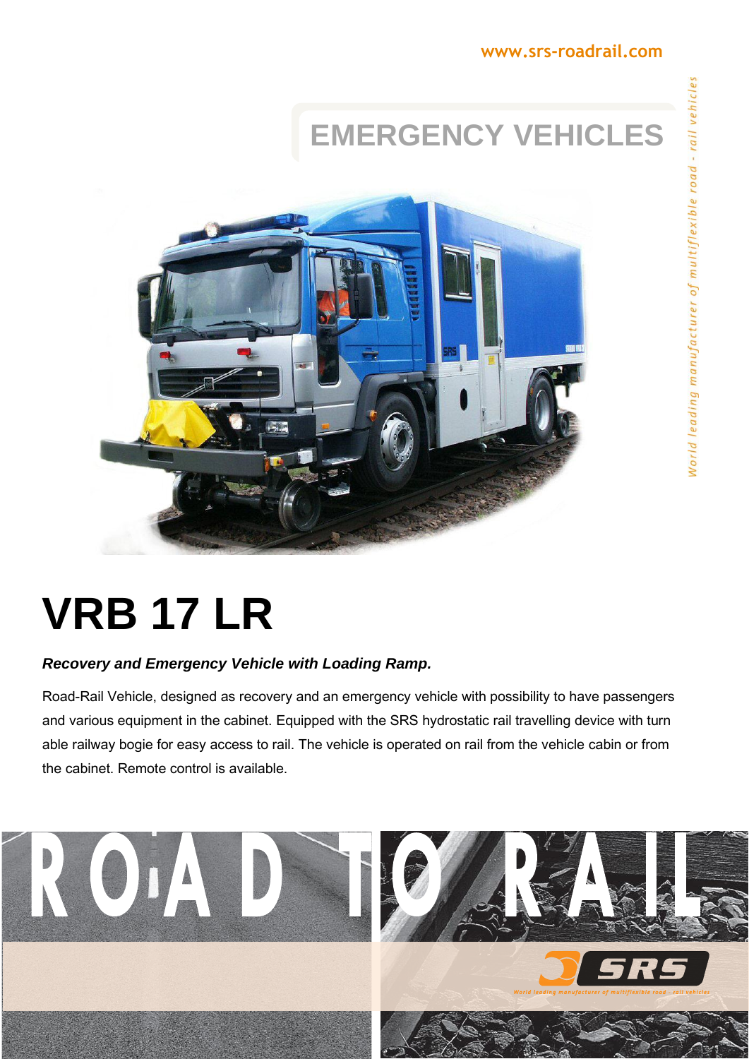www.srs-roadrail.com

World leading manufacturer of multiflexible road - rail vehicles

# EMERGENCY VEHICLES

# VRB 17 LR

***Recovery and Emergency Vehicle with Loading Ramp.***

Road-Rail Vehicle, designed as recovery and an emergency vehicle with possibility to have passengers and various equipment in the cabinet. Equipped with the SRS hydrostatic rail travelling device with turn able railway bogie for easy access to rail. The vehicle is operated on rail from the vehicle cabin or from the cabinet. Remote control is available.

ROAD TO RAIL

SRS

World leading manufacturer of multiflexible road - rail vehicles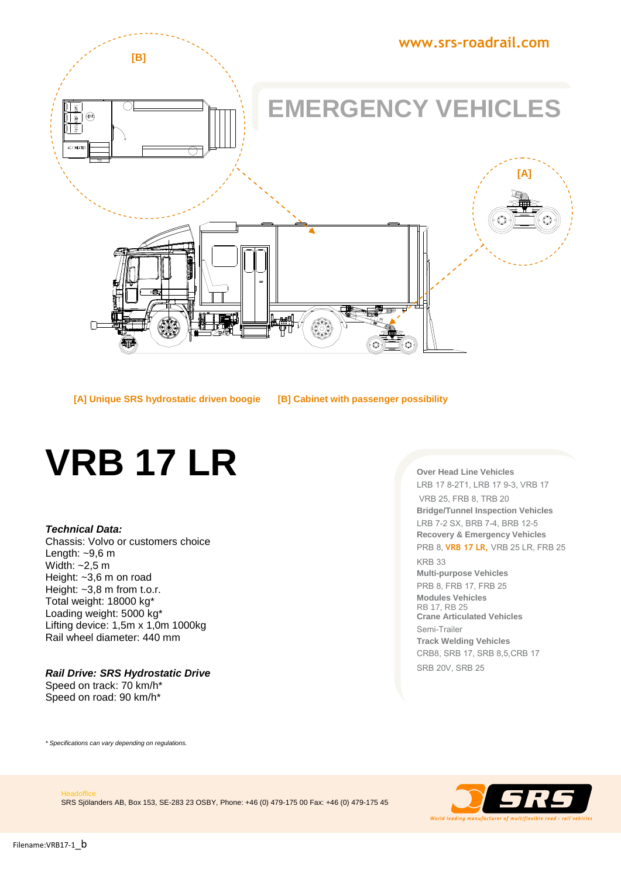www.srs-roadrail.com

# EMERGENCY VEHICLES

[A] Unique SRS hydrostatic driven boogie [B] Cabinet with passenger possibility

# VRB 17 LR

***Technical Data:***
Chassis: Volvo or customers choice
Length: ~9,6 m
Width: ~2,5 m
Height: ~3,6 m on road
Height: ~3,8 m from t.o.r.
Total weight: 18000 kg*
Loading weight: 5000 kg*
Lifting device: 1,5m x 1,0m 1000kg
Rail wheel diameter: 440 mm

***Rail Drive: SRS Hydrostatic Drive***
Speed on track: 70 km/h*
Speed on road: 90 km/h*

*\* Specifications can vary depending on regulations.*

**Over Head Line Vehicles**
LRB 17 8-2T1, LRB 17 9-3, VRB 17
VRB 25, FRB 8, TRB 20
**Bridge/Tunnel Inspection Vehicles**
LRB 7-2 SX, BRB 7-4, BRB 12-5
**Recovery & Emergency Vehicles**
PRB 8, **VRB 17 LR,** VRB 25 LR, FRB 25
KRB 33
**Multi-purpose Vehicles**
PRB 8, FRB 17, FRB 25
**Modules Vehicles**
RB 17, RB 25
**Crane Articulated Vehicles**
Semi-Trailer
**Track Welding Vehicles**
CRB8, SRB 17, SRB 8,5,CRB 17
SRB 20V, SRB 25

Headoffice
SRS Sjölanders AB, Box 153, SE-283 23 OSBY, Phone: +46 (0) 479-175 00 Fax: +46 (0) 479-175 45

SRS
World leading manufacturer of multiflexible road - rail vehicles

Filename:VRB17-1_b